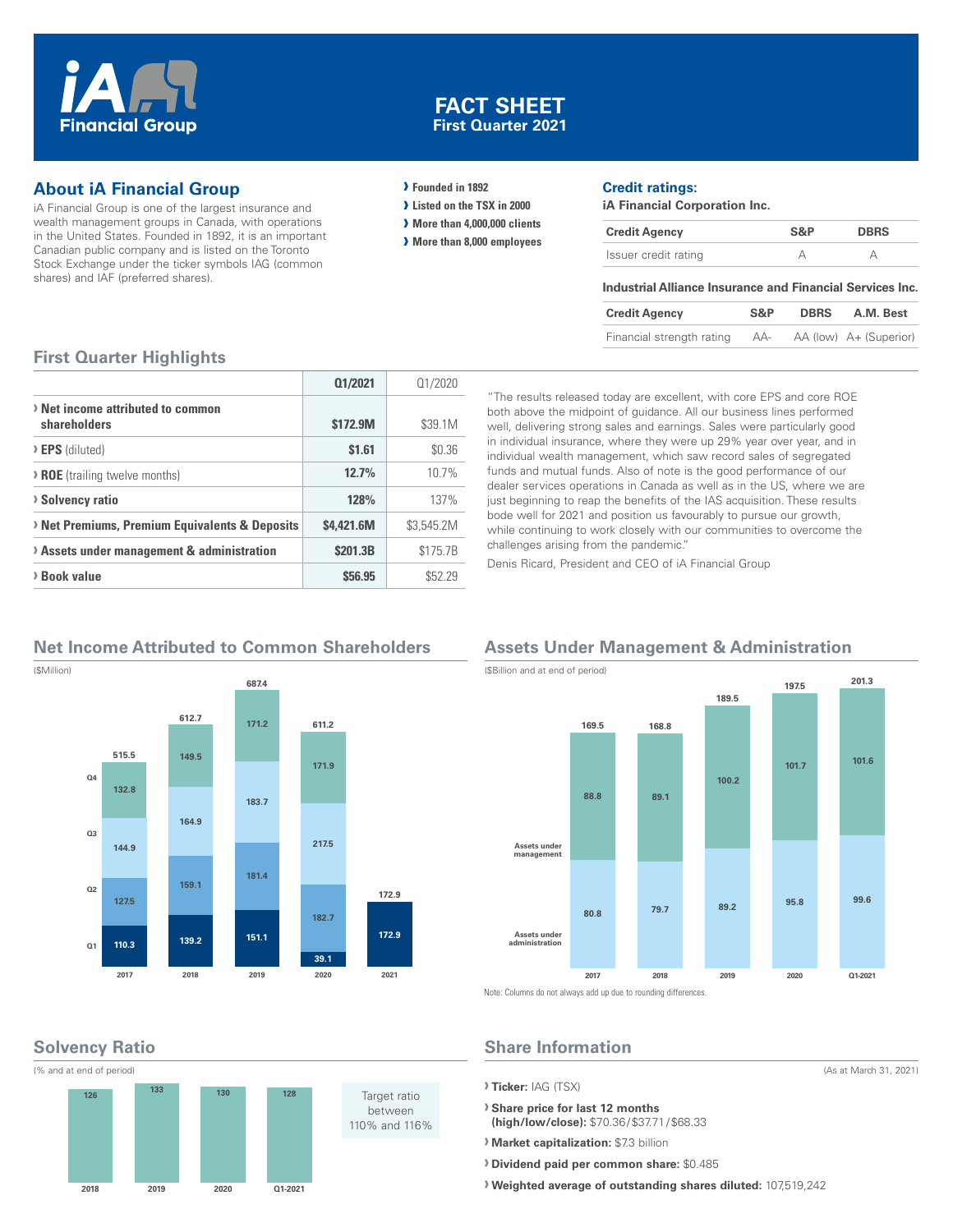# FACT SHEET
**First Quarter 2021**

iA Financial Group

## About iA Financial Group

iA Financial Group is one of the largest insurance and wealth management groups in Canada, with operations in the United States. Founded in 1892, it is an important Canadian public company and is listed on the Toronto Stock Exchange under the ticker symbols IAG (common shares) and IAF (preferred shares).

- Founded in 1892
- Listed on the TSX in 2000
- More than 4,000,000 clients
- More than 8,000 employees

## Credit ratings:

**iA Financial Corporation Inc.**

| Credit Agency | S&P | DBRS |
|---|---|---|
| Issuer credit rating | A | A |

**Industrial Alliance Insurance and Financial Services Inc.**

| Credit Agency | S&P | DBRS | A.M. Best |
|---|---|---|---|
| Financial strength rating | AA- | AA (low) | A+ (Superior) |

## First Quarter Highlights

| | Q1/2021 | Q1/2020 |
|---|---|---|
| Net income attributed to common shareholders | $172.9M | $39.1M |
| EPS (diluted) | $1.61 | $0.36 |
| ROE (trailing twelve months) | 12.7% | 10.7% |
| Solvency ratio | 128% | 137% |
| Net Premiums, Premium Equivalents & Deposits | $4,421.6M | $3,545.2M |
| Assets under management & administration | $201.3B | $175.7B |
| Book value | $56.95 | $52.29 |

"The results released today are excellent, with core EPS and core ROE both above the midpoint of guidance. All our business lines performed well, delivering strong sales and earnings. Sales were particularly good in individual insurance, where they were up 29% year over year, and in individual wealth management, which saw record sales of segregated funds and mutual funds. Also of note is the good performance of our dealer services operations in Canada as well as in the US, where we are just beginning to reap the benefits of the IAS acquisition. These results bode well for 2021 and position us favourably to pursue our growth, while continuing to work closely with our communities to overcome the challenges arising from the pandemic."

Denis Ricard, President and CEO of iA Financial Group

## Net Income Attributed to Common Shareholders

($Million)

| | 2017 | 2018 | 2019 | 2020 | 2021 |
|---|---|---|---|---|---|
| Q1 | 110.3 | 139.2 | 151.1 | 39.1 | 172.9 |
| Q2 | 127.5 | 159.1 | 181.4 | 182.7 | |
| Q3 | 144.9 | 164.9 | 183.7 | 217.5 | |
| Q4 | 132.8 | 149.5 | 171.2 | 171.9 | |
| Total | 515.5 | 612.7 | 687.4 | 611.2 | 172.9 |

## Assets Under Management & Administration

($Billion and at end of period)

| | 2017 | 2018 | 2019 | 2020 | Q1-2021 |
|---|---|---|---|---|---|
| Assets under administration | 80.8 | 79.7 | 89.2 | 95.8 | 99.6 |
| Assets under management | 88.8 | 89.1 | 100.2 | 101.7 | 101.6 |
| Total | 169.5 | 168.8 | 189.5 | 197.5 | 201.3 |

Note: Columns do not always add up due to rounding differences.

## Solvency Ratio

(% and at end of period)

| 2018 | 2019 | 2020 | Q1-2021 |
|---|---|---|---|
| 126 | 133 | 130 | 128 |

Target ratio between 110% and 116%

## Share Information

(As at March 31, 2021)

- **Ticker:** IAG (TSX)
- **Share price for last 12 months (high/low/close):** $70.36/$37.71/$68.33
- **Market capitalization:** $7.3 billion
- **Dividend paid per common share:** $0.485
- **Weighted average of outstanding shares diluted:** 107,519,242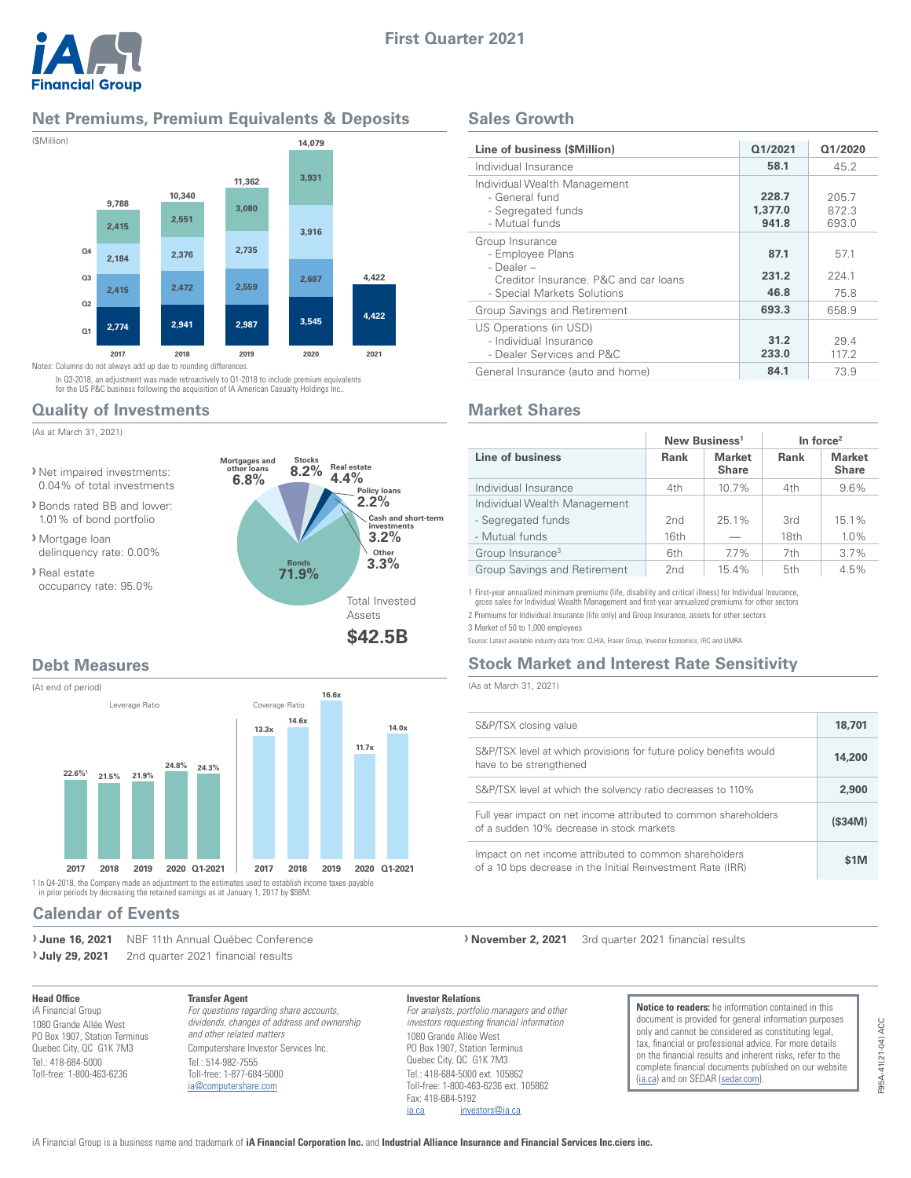iA Financial Group

First Quarter 2021

## Net Premiums, Premium Equivalents & Deposits

($Million)

2017: 9,788 — Q1 2,774; Q2 2,415; Q3 2,184; Q4 2,415
2018: 10,340 — Q1 2,941; Q2 2,472; Q3 2,376; Q4 2,551
2019: 11,362 — Q1 2,987; Q2 2,559; Q3 2,735; Q4 3,080
2020: 14,079 — Q1 3,545; Q2 2,687; Q3 3,916; Q4 3,931
2021: 4,422 — Q1 4,422

Notes: Columns do not always add up due to rounding differences.
In Q3-2018, an adjustment was made retroactively to Q1-2018 to include premium equivalents for the US P&C business following the acquisition of IA American Casualty Holdings Inc..

## Quality of Investments

(As at March 31, 2021)

- Net impaired investments: 0.04% of total investments
- Bonds rated BB and lower: 1.01% of bond portfolio
- Mortgage loan delinquency rate: 0.00%
- Real estate occupancy rate: 95.0%

Mortgages and other loans 6.8%
Stocks 8.2%
Real estate 4.4%
Policy loans 2.2%
Cash and short-term investments 3.2%
Other 3.3%
Bonds 71.9%

Total Invested Assets **$42.5B**

## Debt Measures

(At end of period)

Leverage Ratio
2017: 22.6%[1]
2018: 21.5%
2019: 21.9%
2020: 24.8%
Q1-2021: 24.3%

Coverage Ratio
2017: 13.3x
2018: 14.6x
2019: 16.6x
2020: 11.7x
Q1-2021: 14.0x

1 In Q4-2018, the Company made an adjustment to the estimates used to establish income taxes payable in prior periods by decreasing the retained earnings as at January 1, 2017 by $58M.

## Sales Growth

| Line of business ($Million) | Q1/2021 | Q1/2020 |
|---|---|---|
| Individual Insurance | **58.1** | 45.2 |
| Individual Wealth Management<br>- General fund<br>- Segregated funds<br>- Mutual funds | <br>**228.7**<br>**1,377.0**<br>**941.8** | <br>205.7<br>872.3<br>693.0 |
| Group Insurance<br>- Employee Plans<br>- Dealer – Creditor Insurance, P&C and car loans<br>- Special Markets Solutions | <br>**87.1**<br>**231.2**<br>**46.8** | <br>57.1<br>224.1<br>75.8 |
| Group Savings and Retirement | **693.3** | 658.9 |
| US Operations (in USD)<br>- Individual Insurance<br>- Dealer Services and P&C | <br>**31.2**<br>**233.0** | <br>29.4<br>117.2 |
| General Insurance (auto and home) | **84.1** | 73.9 |

## Market Shares

| | New Business[1] | | In force[2] | |
|---|---|---|---|---|
| Line of business | Rank | Market Share | Rank | Market Share |
| Individual Insurance | 4th | 10.7% | 4th | 9.6% |
| Individual Wealth Management | | | | |
| - Segregated funds | 2nd | 25.1% | 3rd | 15.1% |
| - Mutual funds | 16th | — | 18th | 1.0% |
| Group Insurance[3] | 6th | 7.7% | 7th | 3.7% |
| Group Savings and Retirement | 2nd | 15.4% | 5th | 4.5% |

1 First-year annualized minimum premiums (life, disability and critical illness) for Individual Insurance, gross sales for Individual Wealth Management and first-year annualized premiums for other sectors
2 Premiums for Individual Insurance (life only) and Group Insurance, assets for other sectors
3 Market of 50 to 1,000 employees
Source: Latest available industry data from: CLHIA, Fraser Group, Investor Economics, IFIC and LIMRA

## Stock Market and Interest Rate Sensitivity

(As at March 31, 2021)

| | |
|---|---|
| S&P/TSX closing value | **18,701** |
| S&P/TSX level at which provisions for future policy benefits would have to be strengthened | **14,200** |
| S&P/TSX level at which the solvency ratio decreases to 110% | **2,900** |
| Full year impact on net income attributed to common shareholders of a sudden 10% decrease in stock markets | **($34M)** |
| Impact on net income attributed to common shareholders of a 10 bps decrease in the Initial Reinvestment Rate (IRR) | **$1M** |

## Calendar of Events

- **June 16, 2021** NBF 11th Annual Québec Conference
- **July 29, 2021** 2nd quarter 2021 financial results
- **November 2, 2021** 3rd quarter 2021 financial results

**Head Office**
iA Financial Group
1080 Grande Allée West
PO Box 1907, Station Terminus
Quebec City, QC G1K 7M3
Tel.: 418-684-5000
Toll-free: 1-800-463-6236

**Transfer Agent**
*For questions regarding share accounts, dividends, changes of address and ownership and other related matters*
Computershare Investor Services Inc.
Tel.: 514-982-7555
Toll-free: 1-877-684-5000
ia@computershare.com

**Investor Relations**
*For analysts, portfolio managers and other investors requesting financial information*
1080 Grande Allée West
PO Box 1907, Station Terminus
Quebec City, QC G1K 7M3
Tel.: 418-684-5000 ext. 105862
Toll-free: 1-800-463-6236 ext. 105862
Fax: 418-684-5192
ia.ca investors@ia.ca

**Notice to readers:** he information contained in this document is provided for general information purposes only and cannot be considered as constituting legal, tax, financial or professional advice. For more details on the financial results and inherent risks, refer to the complete financial documents published on our website (ia.ca) and on SEDAR (sedar.com).

F95A-41(21-04) ACC

iA Financial Group is a business name and trademark of **iA Financial Corporation Inc.** and **Industrial Alliance Insurance and Financial Services Inc.ciers inc.**